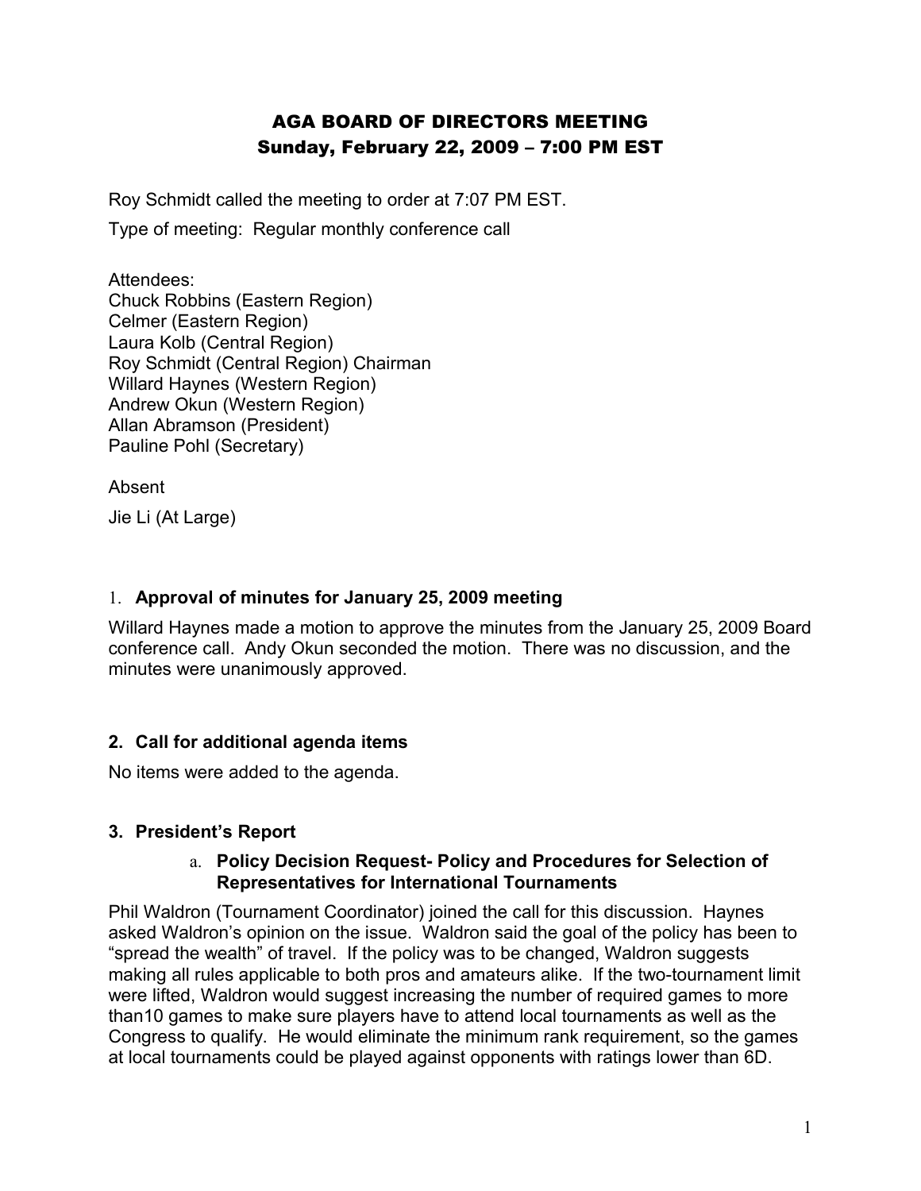# AGA BOARD OF DIRECTORS MEETING
## Sunday, February 22, 2009 – 7:00 PM EST

Roy Schmidt called the meeting to order at 7:07 PM EST.

Type of meeting: Regular monthly conference call

Attendees:
Chuck Robbins (Eastern Region)
Celmer (Eastern Region)
Laura Kolb (Central Region)
Roy Schmidt (Central Region) Chairman
Willard Haynes (Western Region)
Andrew Okun (Western Region)
Allan Abramson (President)
Pauline Pohl (Secretary)

Absent

Jie Li (At Large)

### 1. Approval of minutes for January 25, 2009 meeting

Willard Haynes made a motion to approve the minutes from the January 25, 2009 Board conference call. Andy Okun seconded the motion. There was no discussion, and the minutes were unanimously approved.

### 2. Call for additional agenda items

No items were added to the agenda.

### 3. President's Report

#### a. Policy Decision Request- Policy and Procedures for Selection of Representatives for International Tournaments

Phil Waldron (Tournament Coordinator) joined the call for this discussion. Haynes asked Waldron's opinion on the issue. Waldron said the goal of the policy has been to "spread the wealth" of travel. If the policy was to be changed, Waldron suggests making all rules applicable to both pros and amateurs alike. If the two-tournament limit were lifted, Waldron would suggest increasing the number of required games to more than10 games to make sure players have to attend local tournaments as well as the Congress to qualify. He would eliminate the minimum rank requirement, so the games at local tournaments could be played against opponents with ratings lower than 6D.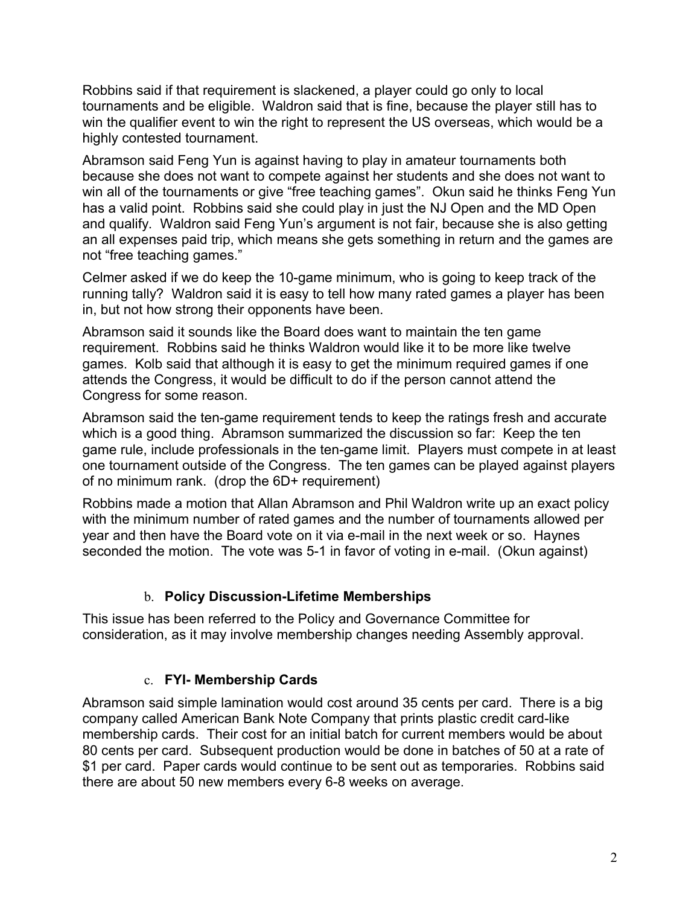Robbins said if that requirement is slackened, a player could go only to local tournaments and be eligible. Waldron said that is fine, because the player still has to win the qualifier event to win the right to represent the US overseas, which would be a highly contested tournament.

Abramson said Feng Yun is against having to play in amateur tournaments both because she does not want to compete against her students and she does not want to win all of the tournaments or give "free teaching games". Okun said he thinks Feng Yun has a valid point. Robbins said she could play in just the NJ Open and the MD Open and qualify. Waldron said Feng Yun's argument is not fair, because she is also getting an all expenses paid trip, which means she gets something in return and the games are not "free teaching games."

Celmer asked if we do keep the 10-game minimum, who is going to keep track of the running tally? Waldron said it is easy to tell how many rated games a player has been in, but not how strong their opponents have been.

Abramson said it sounds like the Board does want to maintain the ten game requirement. Robbins said he thinks Waldron would like it to be more like twelve games. Kolb said that although it is easy to get the minimum required games if one attends the Congress, it would be difficult to do if the person cannot attend the Congress for some reason.

Abramson said the ten-game requirement tends to keep the ratings fresh and accurate which is a good thing. Abramson summarized the discussion so far: Keep the ten game rule, include professionals in the ten-game limit. Players must compete in at least one tournament outside of the Congress. The ten games can be played against players of no minimum rank. (drop the 6D+ requirement)

Robbins made a motion that Allan Abramson and Phil Waldron write up an exact policy with the minimum number of rated games and the number of tournaments allowed per year and then have the Board vote on it via e-mail in the next week or so. Haynes seconded the motion. The vote was 5-1 in favor of voting in e-mail. (Okun against)

b. **Policy Discussion-Lifetime Memberships**

This issue has been referred to the Policy and Governance Committee for consideration, as it may involve membership changes needing Assembly approval.

c. **FYI- Membership Cards**

Abramson said simple lamination would cost around 35 cents per card. There is a big company called American Bank Note Company that prints plastic credit card-like membership cards. Their cost for an initial batch for current members would be about 80 cents per card. Subsequent production would be done in batches of 50 at a rate of $1 per card. Paper cards would continue to be sent out as temporaries. Robbins said there are about 50 new members every 6-8 weeks on average.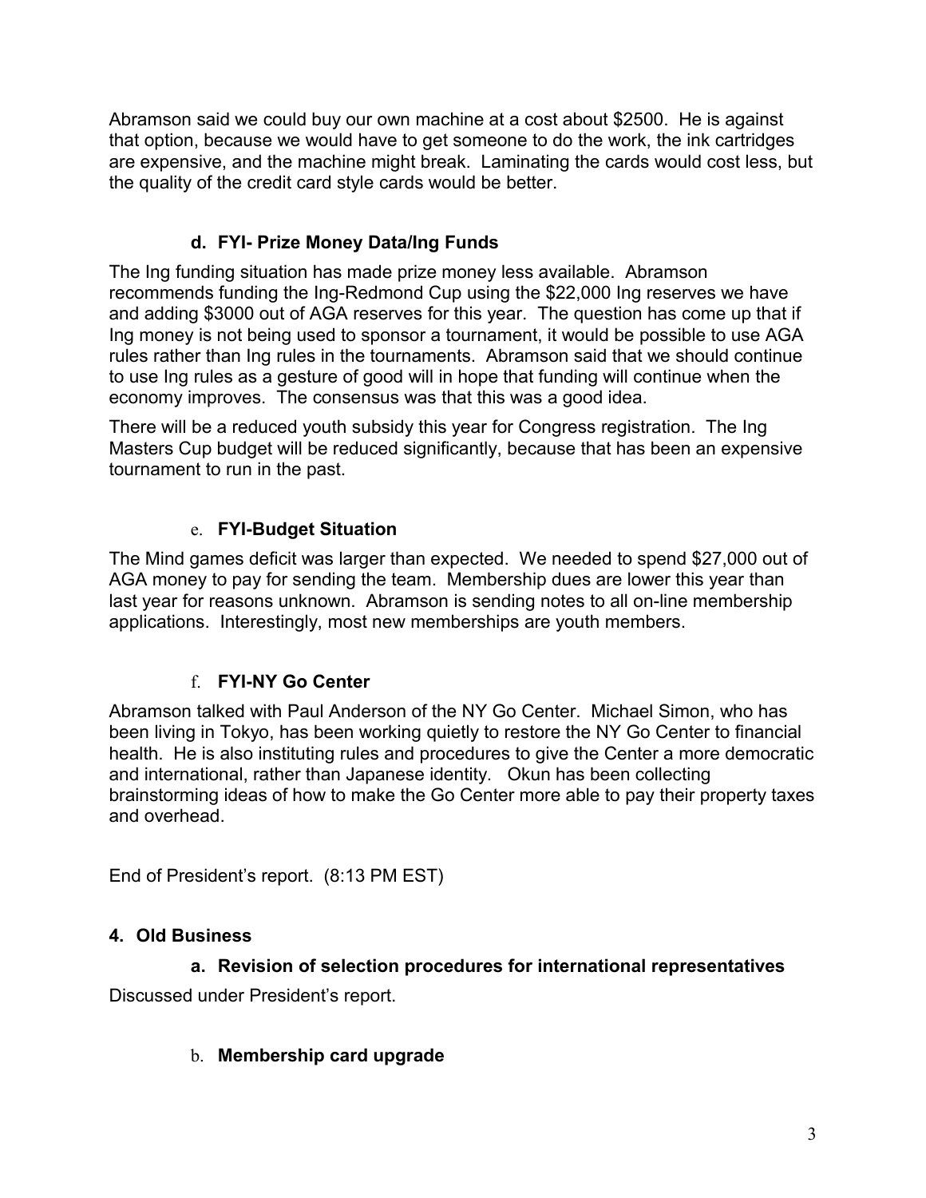Abramson said we could buy our own machine at a cost about $2500. He is against that option, because we would have to get someone to do the work, the ink cartridges are expensive, and the machine might break. Laminating the cards would cost less, but the quality of the credit card style cards would be better.

### d. FYI- Prize Money Data/Ing Funds

The Ing funding situation has made prize money less available. Abramson recommends funding the Ing-Redmond Cup using the $22,000 Ing reserves we have and adding $3000 out of AGA reserves for this year. The question has come up that if Ing money is not being used to sponsor a tournament, it would be possible to use AGA rules rather than Ing rules in the tournaments. Abramson said that we should continue to use Ing rules as a gesture of good will in hope that funding will continue when the economy improves. The consensus was that this was a good idea.

There will be a reduced youth subsidy this year for Congress registration. The Ing Masters Cup budget will be reduced significantly, because that has been an expensive tournament to run in the past.

### e. FYI-Budget Situation

The Mind games deficit was larger than expected. We needed to spend $27,000 out of AGA money to pay for sending the team. Membership dues are lower this year than last year for reasons unknown. Abramson is sending notes to all on-line membership applications. Interestingly, most new memberships are youth members.

### f. FYI-NY Go Center

Abramson talked with Paul Anderson of the NY Go Center. Michael Simon, who has been living in Tokyo, has been working quietly to restore the NY Go Center to financial health. He is also instituting rules and procedures to give the Center a more democratic and international, rather than Japanese identity. Okun has been collecting brainstorming ideas of how to make the Go Center more able to pay their property taxes and overhead.

End of President's report. (8:13 PM EST)

## 4. Old Business

### a. Revision of selection procedures for international representatives

Discussed under President's report.

### b. Membership card upgrade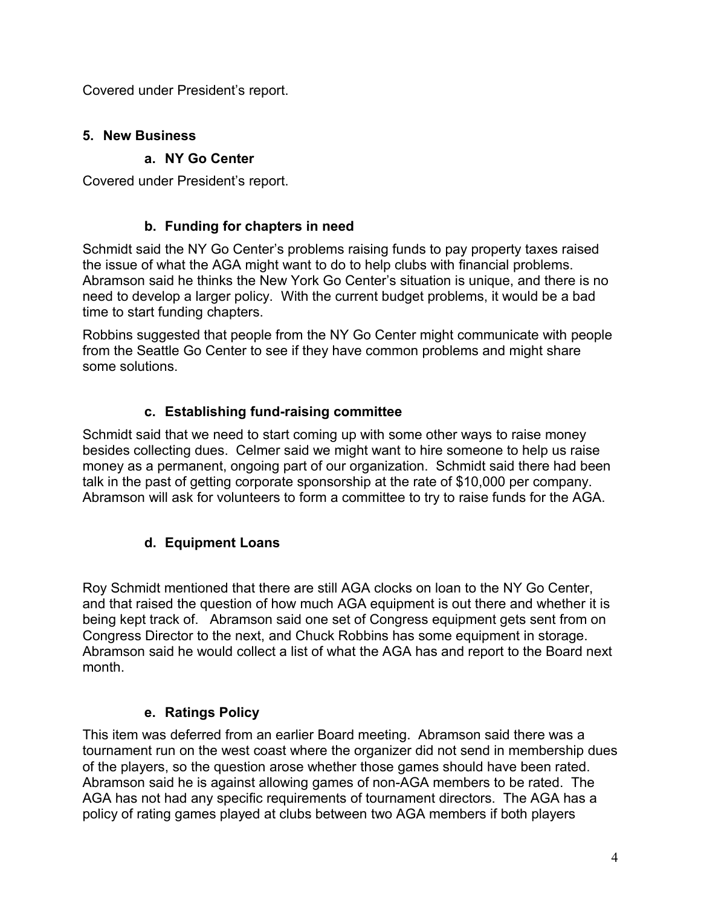Covered under President's report.

## 5. New Business

### a. NY Go Center

Covered under President's report.

### b. Funding for chapters in need

Schmidt said the NY Go Center's problems raising funds to pay property taxes raised the issue of what the AGA might want to do to help clubs with financial problems. Abramson said he thinks the New York Go Center's situation is unique, and there is no need to develop a larger policy. With the current budget problems, it would be a bad time to start funding chapters.

Robbins suggested that people from the NY Go Center might communicate with people from the Seattle Go Center to see if they have common problems and might share some solutions.

### c. Establishing fund-raising committee

Schmidt said that we need to start coming up with some other ways to raise money besides collecting dues. Celmer said we might want to hire someone to help us raise money as a permanent, ongoing part of our organization. Schmidt said there had been talk in the past of getting corporate sponsorship at the rate of $10,000 per company. Abramson will ask for volunteers to form a committee to try to raise funds for the AGA.

### d. Equipment Loans

Roy Schmidt mentioned that there are still AGA clocks on loan to the NY Go Center, and that raised the question of how much AGA equipment is out there and whether it is being kept track of. Abramson said one set of Congress equipment gets sent from on Congress Director to the next, and Chuck Robbins has some equipment in storage. Abramson said he would collect a list of what the AGA has and report to the Board next month.

### e. Ratings Policy

This item was deferred from an earlier Board meeting. Abramson said there was a tournament run on the west coast where the organizer did not send in membership dues of the players, so the question arose whether those games should have been rated. Abramson said he is against allowing games of non-AGA members to be rated. The AGA has not had any specific requirements of tournament directors. The AGA has a policy of rating games played at clubs between two AGA members if both players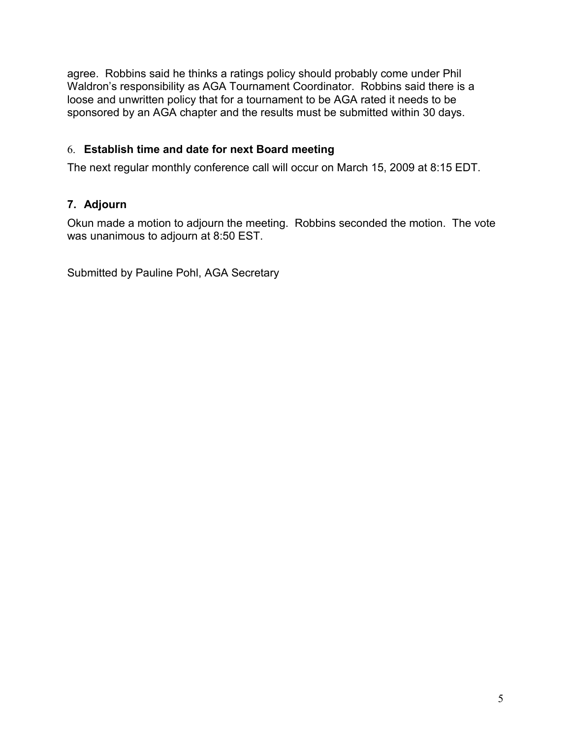agree. Robbins said he thinks a ratings policy should probably come under Phil Waldron's responsibility as AGA Tournament Coordinator. Robbins said there is a loose and unwritten policy that for a tournament to be AGA rated it needs to be sponsored by an AGA chapter and the results must be submitted within 30 days.

### 6. **Establish time and date for next Board meeting**

The next regular monthly conference call will occur on March 15, 2009 at 8:15 EDT.

### 7. Adjourn

Okun made a motion to adjourn the meeting. Robbins seconded the motion. The vote was unanimous to adjourn at 8:50 EST.

Submitted by Pauline Pohl, AGA Secretary